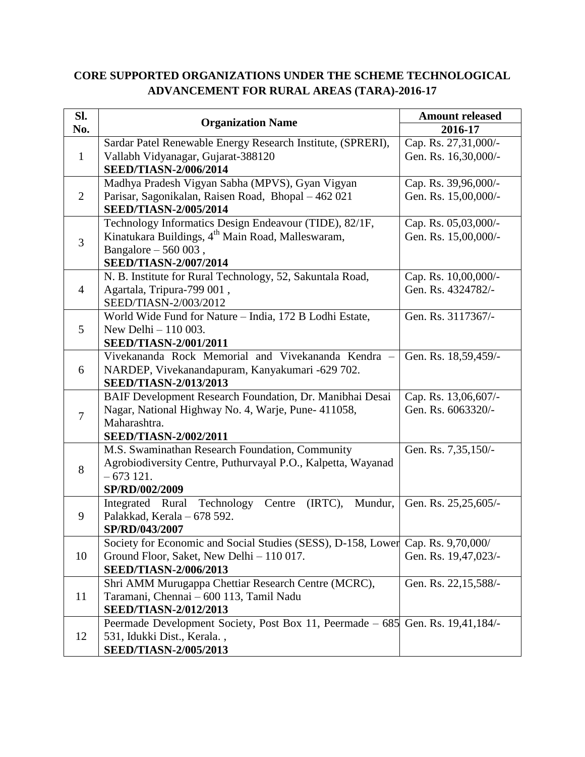**CORE SUPPORTED ORGANIZATIONS UNDER THE SCHEME TECHNOLOGICAL ADVANCEMENT FOR RURAL AREAS (TARA)-2016-17**

| Sl. No. | Organization Name | Amount released 2016-17 |
|---|---|---|
| 1 | Sardar Patel Renewable Energy Research Institute, (SPRERI), Vallabh Vidyanagar, Gujarat-388120 **SEED/TIASN-2/006/2014** | Cap. Rs. 27,31,000/- Gen. Rs. 16,30,000/- |
| 2 | Madhya Pradesh Vigyan Sabha (MPVS), Gyan Vigyan Parisar, Sagonikalan, Raisen Road, Bhopal – 462 021 **SEED/TIASN-2/005/2014** | Cap. Rs. 39,96,000/- Gen. Rs. 15,00,000/- |
| 3 | Technology Informatics Design Endeavour (TIDE), 82/1F, Kinatukara Buildings, 4th Main Road, Malleswaram, Bangalore – 560 003 , **SEED/TIASN-2/007/2014** | Cap. Rs. 05,03,000/- Gen. Rs. 15,00,000/- |
| 4 | N. B. Institute for Rural Technology, 52, Sakuntala Road, Agartala, Tripura-799 001 , SEED/TIASN-2/003/2012 | Cap. Rs. 10,00,000/- Gen. Rs. 4324782/- |
| 5 | World Wide Fund for Nature – India, 172 B Lodhi Estate, New Delhi – 110 003. **SEED/TIASN-2/001/2011** | Gen. Rs. 3117367/- |
| 6 | Vivekananda Rock Memorial and Vivekananda Kendra – NARDEP, Vivekanandapuram, Kanyakumari -629 702. **SEED/TIASN-2/013/2013** | Gen. Rs. 18,59,459/- |
| 7 | BAIF Development Research Foundation, Dr. Manibhai Desai Nagar, National Highway No. 4, Warje, Pune- 411058, Maharashtra. **SEED/TIASN-2/002/2011** | Cap. Rs. 13,06,607/- Gen. Rs. 6063320/- |
| 8 | M.S. Swaminathan Research Foundation, Community Agrobiodiversity Centre, Puthurvayal P.O., Kalpetta, Wayanad – 673 121. **SP/RD/002/2009** | Gen. Rs. 7,35,150/- |
| 9 | Integrated Rural Technology Centre (IRTC), Mundur, Palakkad, Kerala – 678 592. **SP/RD/043/2007** | Gen. Rs. 25,25,605/- |
| 10 | Society for Economic and Social Studies (SESS), D-158, Lower Ground Floor, Saket, New Delhi – 110 017. **SEED/TIASN-2/006/2013** | Cap. Rs. 9,70,000/ Gen. Rs. 19,47,023/- |
| 11 | Shri AMM Murugappa Chettiar Research Centre (MCRC), Taramani, Chennai – 600 113, Tamil Nadu **SEED/TIASN-2/012/2013** | Gen. Rs. 22,15,588/- |
| 12 | Peermade Development Society, Post Box 11, Peermade – 685 531, Idukki Dist., Kerala. , **SEED/TIASN-2/005/2013** | Gen. Rs. 19,41,184/- |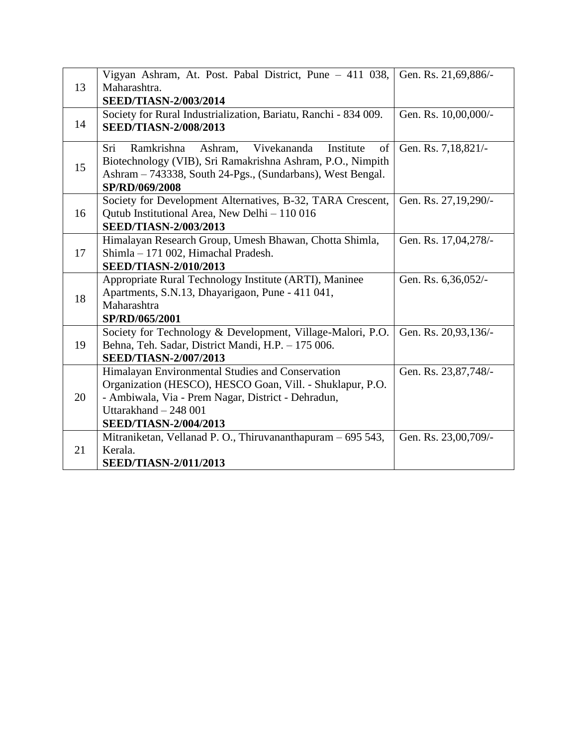| | | |
|---|---|---|
| 13 | Vigyan Ashram, At. Post. Pabal District, Pune – 411 038, Maharashtra.<br>**SEED/TIASN-2/003/2014** | Gen. Rs. 21,69,886/- |
| 14 | Society for Rural Industrialization, Bariatu, Ranchi - 834 009.<br>**SEED/TIASN-2/008/2013** | Gen. Rs. 10,00,000/- |
| 15 | Sri Ramkrishna Ashram, Vivekananda Institute of Biotechnology (VIB), Sri Ramakrishna Ashram, P.O., Nimpith Ashram – 743338, South 24-Pgs., (Sundarbans), West Bengal.<br>**SP/RD/069/2008** | Gen. Rs. 7,18,821/- |
| 16 | Society for Development Alternatives, B-32, TARA Crescent, Qutub Institutional Area, New Delhi – 110 016<br>**SEED/TIASN-2/003/2013** | Gen. Rs. 27,19,290/- |
| 17 | Himalayan Research Group, Umesh Bhawan, Chotta Shimla, Shimla – 171 002, Himachal Pradesh.<br>**SEED/TIASN-2/010/2013** | Gen. Rs. 17,04,278/- |
| 18 | Appropriate Rural Technology Institute (ARTI), Maninee Apartments, S.N.13, Dhayarigaon, Pune - 411 041, Maharashtra<br>**SP/RD/065/2001** | Gen. Rs. 6,36,052/- |
| 19 | Society for Technology & Development, Village-Malori, P.O. Behna, Teh. Sadar, District Mandi, H.P. – 175 006.<br>**SEED/TIASN-2/007/2013** | Gen. Rs. 20,93,136/- |
| 20 | Himalayan Environmental Studies and Conservation Organization (HESCO), HESCO Goan, Vill. - Shuklapur, P.O. - Ambiwala, Via - Prem Nagar, District - Dehradun, Uttarakhand – 248 001<br>**SEED/TIASN-2/004/2013** | Gen. Rs. 23,87,748/- |
| 21 | Mitraniketan, Vellanad P. O., Thiruvananthapuram – 695 543, Kerala.<br>**SEED/TIASN-2/011/2013** | Gen. Rs. 23,00,709/- |